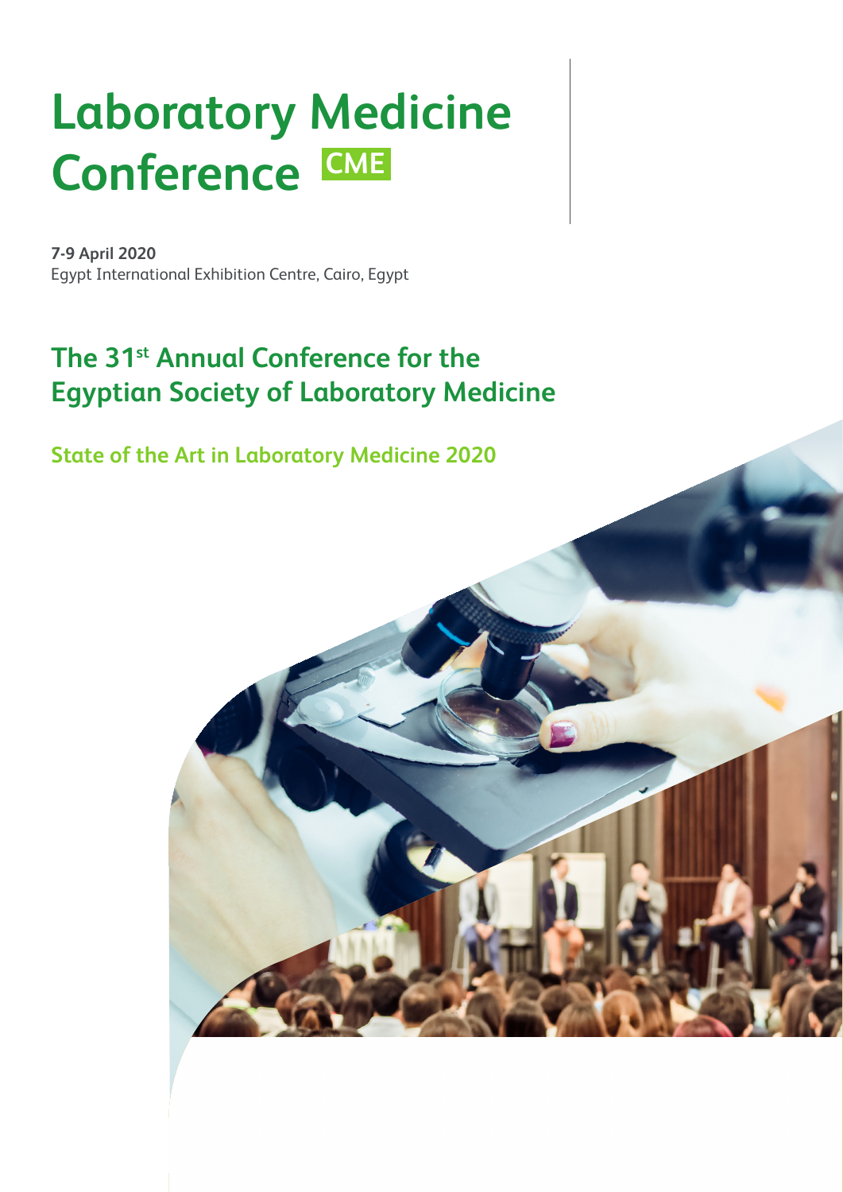# Laboratory Medicine Conference CME

**7-9 April 2020**
Egypt International Exhibition Centre, Cairo, Egypt

## The 31st Annual Conference for the Egyptian Society of Laboratory Medicine

### State of the Art in Laboratory Medicine 2020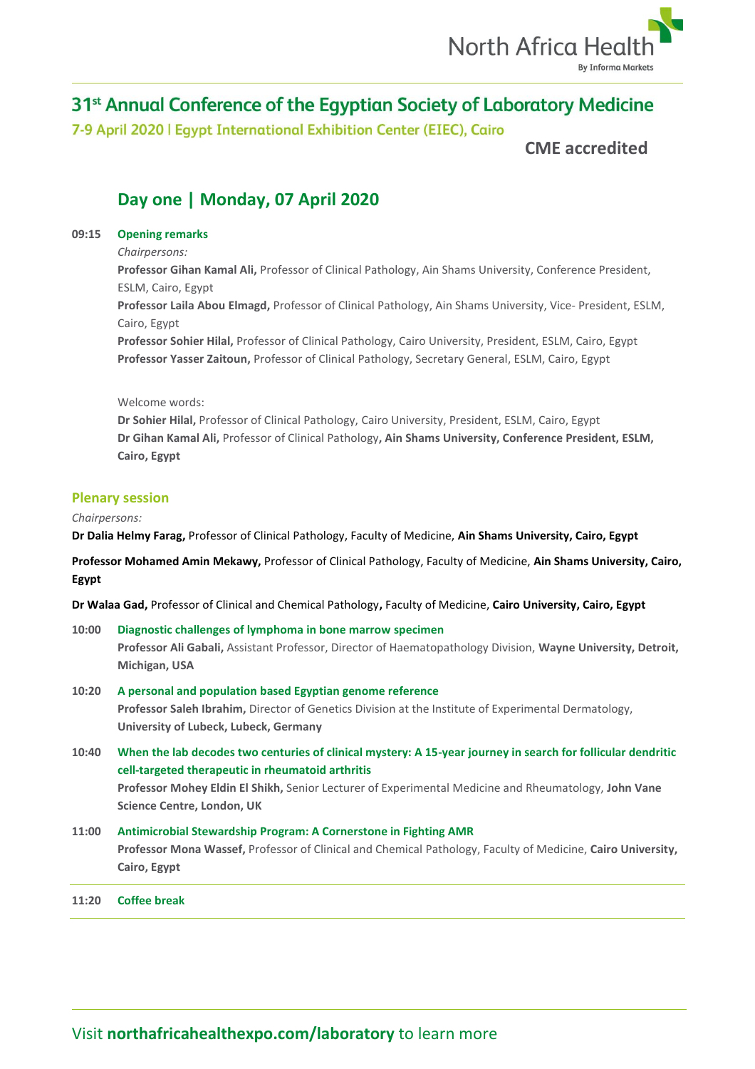# 31st Annual Conference of the Egyptian Society of Laboratory Medicine

**7-9 April 2020 | Egypt International Exhibition Center (EIEC), Cairo**

**CME accredited**

## Day one | Monday, 07 April 2020

**09:15** **Opening remarks**

*Chairpersons:*

**Professor Gihan Kamal Ali,** Professor of Clinical Pathology, Ain Shams University, Conference President, ESLM, Cairo, Egypt

**Professor Laila Abou Elmagd,** Professor of Clinical Pathology, Ain Shams University, Vice- President, ESLM, Cairo, Egypt

**Professor Sohier Hilal,** Professor of Clinical Pathology, Cairo University, President, ESLM, Cairo, Egypt

**Professor Yasser Zaitoun,** Professor of Clinical Pathology, Secretary General, ESLM, Cairo, Egypt

Welcome words:

**Dr Sohier Hilal,** Professor of Clinical Pathology, Cairo University, President, ESLM, Cairo, Egypt

**Dr Gihan Kamal Ali,** Professor of Clinical Pathology**, Ain Shams University, Conference President, ESLM, Cairo, Egypt**

### Plenary session

*Chairpersons:*

**Dr Dalia Helmy Farag,** Professor of Clinical Pathology, Faculty of Medicine, **Ain Shams University, Cairo, Egypt**

**Professor Mohamed Amin Mekawy,** Professor of Clinical Pathology, Faculty of Medicine, **Ain Shams University, Cairo, Egypt**

**Dr Walaa Gad,** Professor of Clinical and Chemical Pathology**,** Faculty of Medicine, **Cairo University, Cairo, Egypt**

**10:00** **Diagnostic challenges of lymphoma in bone marrow specimen**
**Professor Ali Gabali,** Assistant Professor, Director of Haematopathology Division, **Wayne University, Detroit, Michigan, USA**

**10:20** **A personal and population based Egyptian genome reference**
**Professor Saleh Ibrahim,** Director of Genetics Division at the Institute of Experimental Dermatology, **University of Lubeck, Lubeck, Germany**

**10:40** **When the lab decodes two centuries of clinical mystery: A 15-year journey in search for follicular dendritic cell-targeted therapeutic in rheumatoid arthritis**
**Professor Mohey Eldin El Shikh,** Senior Lecturer of Experimental Medicine and Rheumatology, **John Vane Science Centre, London, UK**

**11:00** **Antimicrobial Stewardship Program: A Cornerstone in Fighting AMR**
**Professor Mona Wassef,** Professor of Clinical and Chemical Pathology, Faculty of Medicine, **Cairo University, Cairo, Egypt**

**11:20** **Coffee break**

Visit **northafricahealthexpo.com/laboratory** to learn more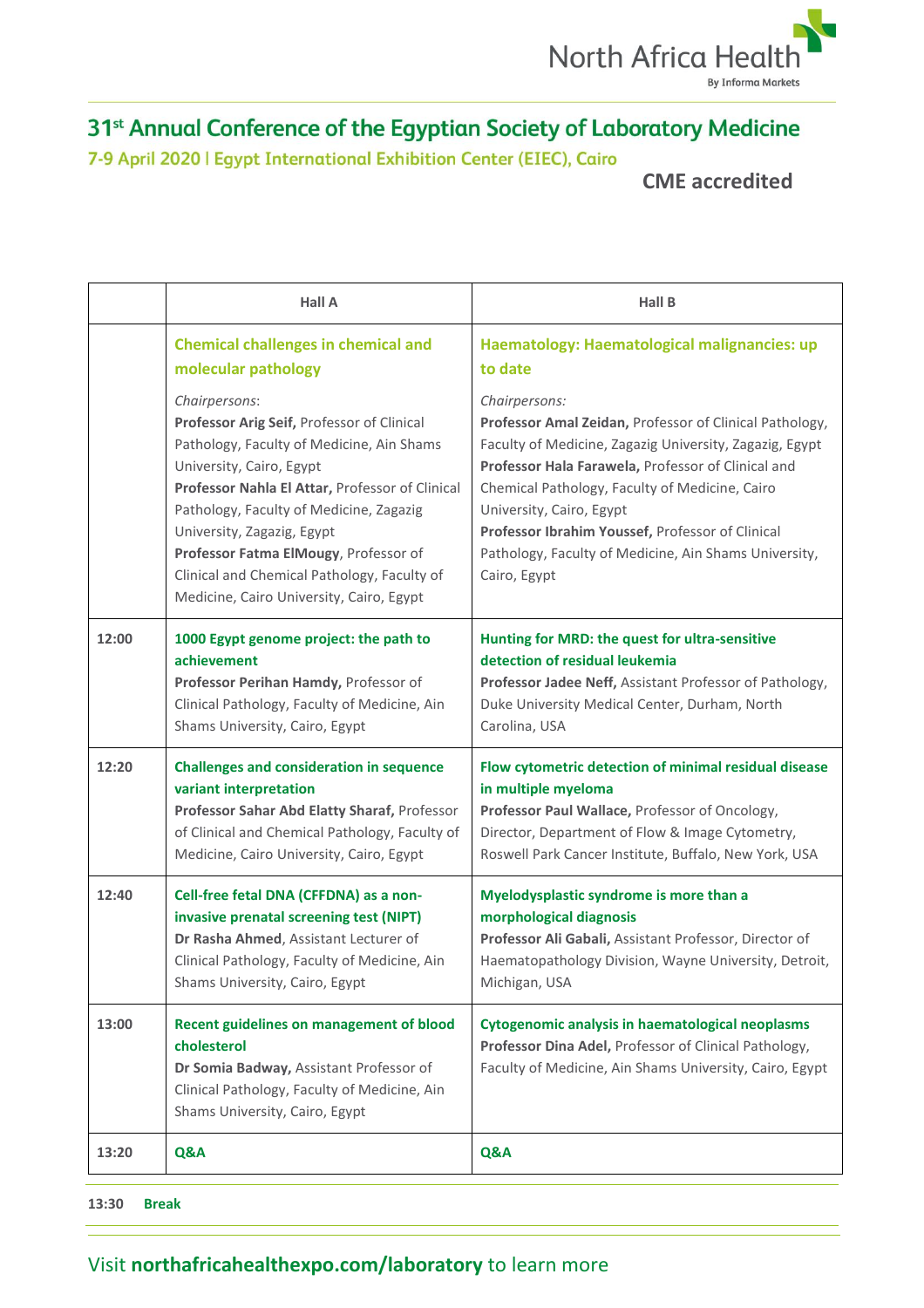# 31st Annual Conference of the Egyptian Society of Laboratory Medicine

## 7-9 April 2020 | Egypt International Exhibition Center (EIEC), Cairo

**CME accredited**

| | Hall A | Hall B |
|---|---|---|
| | **Chemical challenges in chemical and molecular pathology**<br><br>*Chairpersons*:<br>**Professor Arig Seif,** Professor of Clinical Pathology, Faculty of Medicine, Ain Shams University, Cairo, Egypt<br>**Professor Nahla El Attar,** Professor of Clinical Pathology, Faculty of Medicine, Zagazig University, Zagazig, Egypt<br>**Professor Fatma ElMougy**, Professor of Clinical and Chemical Pathology, Faculty of Medicine, Cairo University, Cairo, Egypt | **Haematology: Haematological malignancies: up to date**<br><br>*Chairpersons:*<br>**Professor Amal Zeidan,** Professor of Clinical Pathology, Faculty of Medicine, Zagazig University, Zagazig, Egypt<br>**Professor Hala Farawela,** Professor of Clinical and Chemical Pathology, Faculty of Medicine, Cairo University, Cairo, Egypt<br>**Professor Ibrahim Youssef,** Professor of Clinical Pathology, Faculty of Medicine, Ain Shams University, Cairo, Egypt |
| **12:00** | **1000 Egypt genome project: the path to achievement**<br>**Professor Perihan Hamdy,** Professor of Clinical Pathology, Faculty of Medicine, Ain Shams University, Cairo, Egypt | **Hunting for MRD: the quest for ultra-sensitive detection of residual leukemia**<br>**Professor Jadee Neff,** Assistant Professor of Pathology, Duke University Medical Center, Durham, North Carolina, USA |
| **12:20** | **Challenges and consideration in sequence variant interpretation**<br>**Professor Sahar Abd Elatty Sharaf,** Professor of Clinical and Chemical Pathology, Faculty of Medicine, Cairo University, Cairo, Egypt | **Flow cytometric detection of minimal residual disease in multiple myeloma**<br>**Professor Paul Wallace,** Professor of Oncology, Director, Department of Flow & Image Cytometry, Roswell Park Cancer Institute, Buffalo, New York, USA |
| **12:40** | **Cell-free fetal DNA (CFFDNA) as a non-invasive prenatal screening test (NIPT)**<br>**Dr Rasha Ahmed**, Assistant Lecturer of Clinical Pathology, Faculty of Medicine, Ain Shams University, Cairo, Egypt | **Myelodysplastic syndrome is more than a morphological diagnosis**<br>**Professor Ali Gabali,** Assistant Professor, Director of Haematopathology Division, Wayne University, Detroit, Michigan, USA |
| **13:00** | **Recent guidelines on management of blood cholesterol**<br>**Dr Somia Badway,** Assistant Professor of Clinical Pathology, Faculty of Medicine, Ain Shams University, Cairo, Egypt | **Cytogenomic analysis in haematological neoplasms**<br>**Professor Dina Adel,** Professor of Clinical Pathology, Faculty of Medicine, Ain Shams University, Cairo, Egypt |
| **13:20** | **Q&A** | **Q&A** |

**13:30** **Break**

Visit **northafricahealthexpo.com/laboratory** to learn more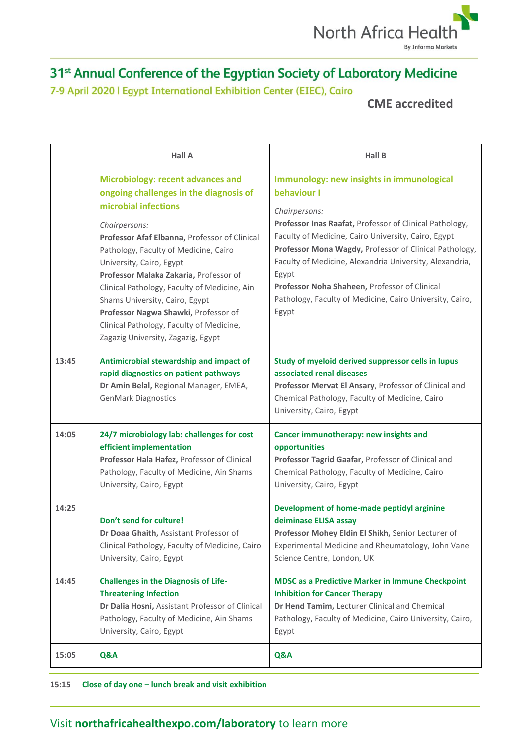North Africa Health
By Informa Markets

# 31st Annual Conference of the Egyptian Society of Laboratory Medicine

## 7-9 April 2020 | Egypt International Exhibition Center (EIEC), Cairo

**CME accredited**

| | Hall A | Hall B |
|---|---|---|
| | **Microbiology: recent advances and ongoing challenges in the diagnosis of microbial infections**<br><br>*Chairpersons:*<br>**Professor Afaf Elbanna,** Professor of Clinical Pathology, Faculty of Medicine, Cairo University, Cairo, Egypt<br>**Professor Malaka Zakaria,** Professor of Clinical Pathology, Faculty of Medicine, Ain Shams University, Cairo, Egypt<br>**Professor Nagwa Shawki,** Professor of Clinical Pathology, Faculty of Medicine, Zagazig University, Zagazig, Egypt | **Immunology: new insights in immunological behaviour I**<br><br>*Chairpersons:*<br>**Professor Inas Raafat,** Professor of Clinical Pathology, Faculty of Medicine, Cairo University, Cairo, Egypt<br>**Professor Mona Wagdy,** Professor of Clinical Pathology, Faculty of Medicine, Alexandria University, Alexandria, Egypt<br>**Professor Noha Shaheen,** Professor of Clinical Pathology, Faculty of Medicine, Cairo University, Cairo, Egypt |
| 13:45 | **Antimicrobial stewardship and impact of rapid diagnostics on patient pathways**<br>**Dr Amin Belal,** Regional Manager, EMEA, GenMark Diagnostics | **Study of myeloid derived suppressor cells in lupus associated renal diseases**<br>**Professor Mervat El Ansary**, Professor of Clinical and Chemical Pathology, Faculty of Medicine, Cairo University, Cairo, Egypt |
| 14:05 | **24/7 microbiology lab: challenges for cost efficient implementation**<br>**Professor Hala Hafez,** Professor of Clinical Pathology, Faculty of Medicine, Ain Shams University, Cairo, Egypt | **Cancer immunotherapy: new insights and opportunities**<br>**Professor Tagrid Gaafar,** Professor of Clinical and Chemical Pathology, Faculty of Medicine, Cairo University, Cairo, Egypt |
| 14:25 | **Don't send for culture!**<br>**Dr Doaa Ghaith,** Assistant Professor of Clinical Pathology, Faculty of Medicine, Cairo University, Cairo, Egypt | **Development of home-made peptidyl arginine deiminase ELISA assay**<br>**Professor Mohey Eldin El Shikh,** Senior Lecturer of Experimental Medicine and Rheumatology, John Vane Science Centre, London, UK |
| 14:45 | **Challenges in the Diagnosis of Life-Threatening Infection**<br>**Dr Dalia Hosni,** Assistant Professor of Clinical Pathology, Faculty of Medicine, Ain Shams University, Cairo, Egypt | **MDSC as a Predictive Marker in Immune Checkpoint Inhibition for Cancer Therapy**<br>**Dr Hend Tamim,** Lecturer Clinical and Chemical Pathology, Faculty of Medicine, Cairo University, Cairo, Egypt |
| 15:05 | **Q&A** | **Q&A** |

**15:15 Close of day one – lunch break and visit exhibition**

Visit **northafricahealthexpo.com/laboratory** to learn more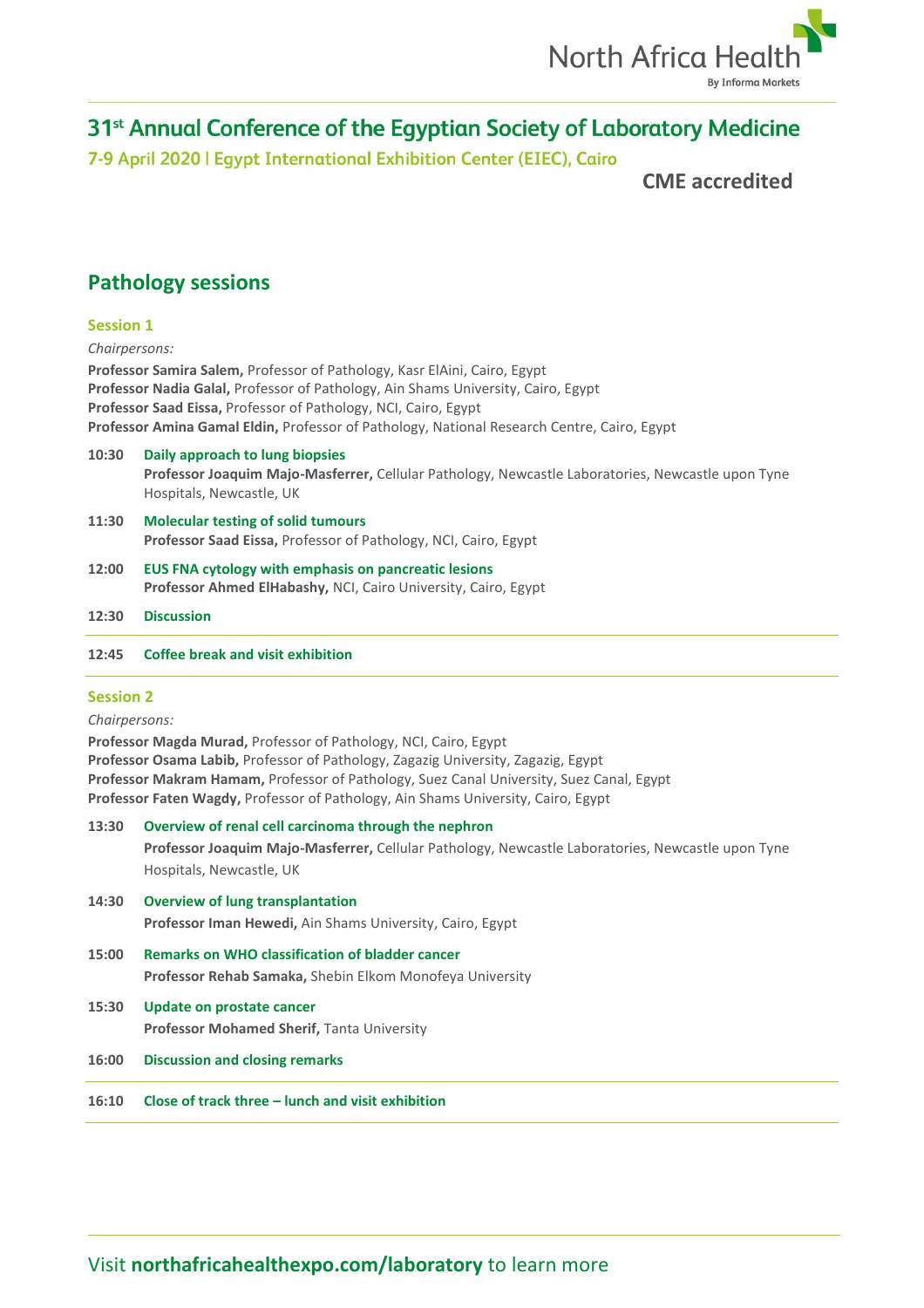# 31st Annual Conference of the Egyptian Society of Laboratory Medicine

**7-9 April 2020 | Egypt International Exhibition Center (EIEC), Cairo**

**CME accredited**

## Pathology sessions

### Session 1

*Chairpersons:*

**Professor Samira Salem,** Professor of Pathology, Kasr ElAini, Cairo, Egypt
**Professor Nadia Galal,** Professor of Pathology, Ain Shams University, Cairo, Egypt
**Professor Saad Eissa,** Professor of Pathology, NCI, Cairo, Egypt
**Professor Amina Gamal Eldin,** Professor of Pathology, National Research Centre, Cairo, Egypt

**10:30** **Daily approach to lung biopsies**
**Professor Joaquim Majo-Masferrer,** Cellular Pathology, Newcastle Laboratories, Newcastle upon Tyne Hospitals, Newcastle, UK

**11:30** **Molecular testing of solid tumours**
**Professor Saad Eissa,** Professor of Pathology, NCI, Cairo, Egypt

**12:00** **EUS FNA cytology with emphasis on pancreatic lesions**
**Professor Ahmed ElHabashy,** NCI, Cairo University, Cairo, Egypt

**12:30** **Discussion**

**12:45** **Coffee break and visit exhibition**

### Session 2

*Chairpersons:*

**Professor Magda Murad,** Professor of Pathology, NCI, Cairo, Egypt
**Professor Osama Labib,** Professor of Pathology, Zagazig University, Zagazig, Egypt
**Professor Makram Hamam,** Professor of Pathology, Suez Canal University, Suez Canal, Egypt
**Professor Faten Wagdy,** Professor of Pathology, Ain Shams University, Cairo, Egypt

**13:30** **Overview of renal cell carcinoma through the nephron**
**Professor Joaquim Majo-Masferrer,** Cellular Pathology, Newcastle Laboratories, Newcastle upon Tyne Hospitals, Newcastle, UK

**14:30** **Overview of lung transplantation**
**Professor Iman Hewedi,** Ain Shams University, Cairo, Egypt

**15:00** **Remarks on WHO classification of bladder cancer**
**Professor Rehab Samaka,** Shebin Elkom Monofeya University

**15:30** **Update on prostate cancer**
**Professor Mohamed Sherif,** Tanta University

**16:00** **Discussion and closing remarks**

**16:10** **Close of track three – lunch and visit exhibition**

Visit **northafricahealthexpo.com/laboratory** to learn more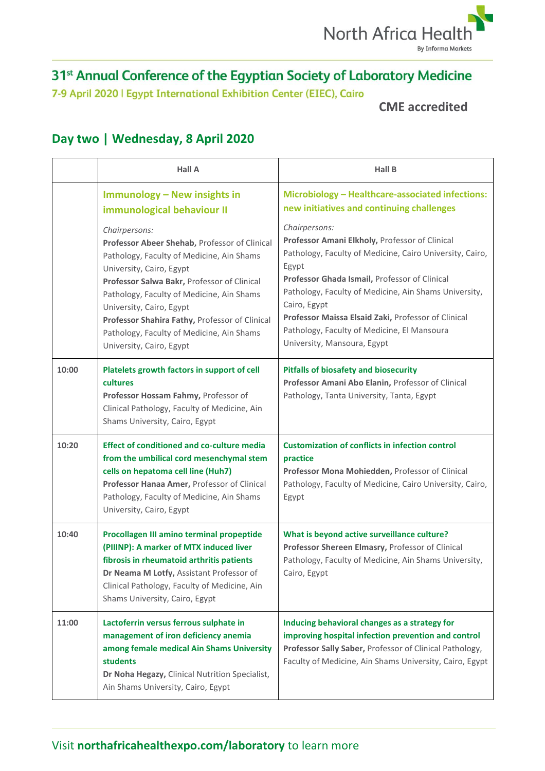# 31st Annual Conference of the Egyptian Society of Laboratory Medicine

7-9 April 2020 | Egypt International Exhibition Center (EIEC), Cairo

**CME accredited**

## Day two | Wednesday, 8 April 2020

| | Hall A | Hall B |
|---|---|---|
| | **Immunology – New insights in immunological behaviour II**<br><br>*Chairpersons:*<br>**Professor Abeer Shehab,** Professor of Clinical Pathology, Faculty of Medicine, Ain Shams University, Cairo, Egypt<br>**Professor Salwa Bakr,** Professor of Clinical Pathology, Faculty of Medicine, Ain Shams University, Cairo, Egypt<br>**Professor Shahira Fathy,** Professor of Clinical Pathology, Faculty of Medicine, Ain Shams University, Cairo, Egypt | **Microbiology – Healthcare-associated infections: new initiatives and continuing challenges**<br><br>*Chairpersons:*<br>**Professor Amani Elkholy,** Professor of Clinical Pathology, Faculty of Medicine, Cairo University, Cairo, Egypt<br>**Professor Ghada Ismail,** Professor of Clinical Pathology, Faculty of Medicine, Ain Shams University, Cairo, Egypt<br>**Professor Maissa Elsaid Zaki,** Professor of Clinical Pathology, Faculty of Medicine, El Mansoura University, Mansoura, Egypt |
| **10:00** | **Platelets growth factors in support of cell cultures**<br>**Professor Hossam Fahmy,** Professor of Clinical Pathology, Faculty of Medicine, Ain Shams University, Cairo, Egypt | **Pitfalls of biosafety and biosecurity**<br>**Professor Amani Abo Elanin,** Professor of Clinical Pathology, Tanta University, Tanta, Egypt |
| **10:20** | **Effect of conditioned and co-culture media from the umbilical cord mesenchymal stem cells on hepatoma cell line (Huh7)**<br>**Professor Hanaa Amer,** Professor of Clinical Pathology, Faculty of Medicine, Ain Shams University, Cairo, Egypt | **Customization of conflicts in infection control practice**<br>**Professor Mona Mohiedden,** Professor of Clinical Pathology, Faculty of Medicine, Cairo University, Cairo, Egypt |
| **10:40** | **Procollagen III amino terminal propeptide (PIIINP): A marker of MTX induced liver fibrosis in rheumatoid arthritis patients**<br>**Dr Neama M Lotfy,** Assistant Professor of Clinical Pathology, Faculty of Medicine, Ain Shams University, Cairo, Egypt | **What is beyond active surveillance culture?**<br>**Professor Shereen Elmasry,** Professor of Clinical Pathology, Faculty of Medicine, Ain Shams University, Cairo, Egypt |
| **11:00** | **Lactoferrin versus ferrous sulphate in management of iron deficiency anemia among female medical Ain Shams University students**<br>**Dr Noha Hegazy,** Clinical Nutrition Specialist, Ain Shams University, Cairo, Egypt | **Inducing behavioral changes as a strategy for improving hospital infection prevention and control**<br>**Professor Sally Saber,** Professor of Clinical Pathology, Faculty of Medicine, Ain Shams University, Cairo, Egypt |

Visit **northafricahealthexpo.com/laboratory** to learn more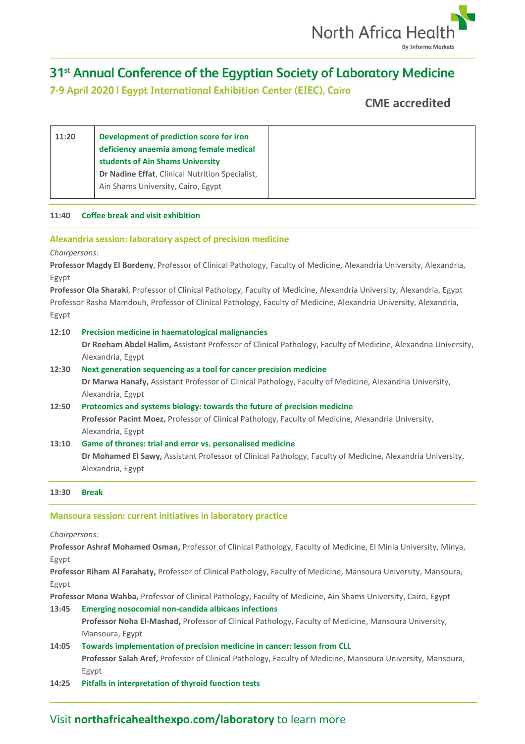# 31st Annual Conference of the Egyptian Society of Laboratory Medicine

## 7-9 April 2020 | Egypt International Exhibition Center (EIEC), Cairo

**CME accredited**

| | | |
|---|---|---|
| **11:20** | **Development of prediction score for iron deficiency anaemia among female medical students of Ain Shams University** **Dr Nadine Effat**, Clinical Nutrition Specialist, Ain Shams University, Cairo, Egypt | |

**11:40 Coffee break and visit exhibition**

### Alexandria session: laboratory aspect of precision medicine

*Chairpersons:*

**Professor Magdy El Bordeny**, Professor of Clinical Pathology, Faculty of Medicine, Alexandria University, Alexandria, Egypt

**Professor Ola Sharaki**, Professor of Clinical Pathology, Faculty of Medicine, Alexandria University, Alexandria, Egypt

Professor Rasha Mamdouh, Professor of Clinical Pathology, Faculty of Medicine, Alexandria University, Alexandria, Egypt

**12:10 Precision medicine in haematological malignancies**
**Dr Reeham Abdel Halim,** Assistant Professor of Clinical Pathology, Faculty of Medicine, Alexandria University, Alexandria, Egypt

**12:30 Next generation sequencing as a tool for cancer precision medicine**
**Dr Marwa Hanafy,** Assistant Professor of Clinical Pathology, Faculty of Medicine, Alexandria University, Alexandria, Egypt

**12:50 Proteomics and systems biology: towards the future of precision medicine**
**Professor Pacint Moez,** Professor of Clinical Pathology, Faculty of Medicine, Alexandria University, Alexandria, Egypt

**13:10 Game of thrones: trial and error vs. personalised medicine**
**Dr Mohamed El Sawy,** Assistant Professor of Clinical Pathology, Faculty of Medicine, Alexandria University, Alexandria, Egypt

**13:30 Break**

### Mansoura session: current initiatives in laboratory practice

*Chairpersons:*

**Professor Ashraf Mohamed Osman,** Professor of Clinical Pathology, Faculty of Medicine, El Minia University, Minya, Egypt

**Professor Riham Al Farahaty,** Professor of Clinical Pathology, Faculty of Medicine, Mansoura University, Mansoura, Egypt

**Professor Mona Wahba,** Professor of Clinical Pathology, Faculty of Medicine, Ain Shams University, Cairo, Egypt

**13:45 Emerging nosocomial non-candida albicans infections**
**Professor Noha El-Mashad,** Professor of Clinical Pathology, Faculty of Medicine, Mansoura University, Mansoura, Egypt

**14:05 Towards implementation of precision medicine in cancer: lesson from CLL**
**Professor Salah Aref,** Professor of Clinical Pathology, Faculty of Medicine, Mansoura University, Mansoura, Egypt

**14:25 Pitfalls in interpretation of thyroid function tests**

Visit **northafricahealthexpo.com/laboratory** to learn more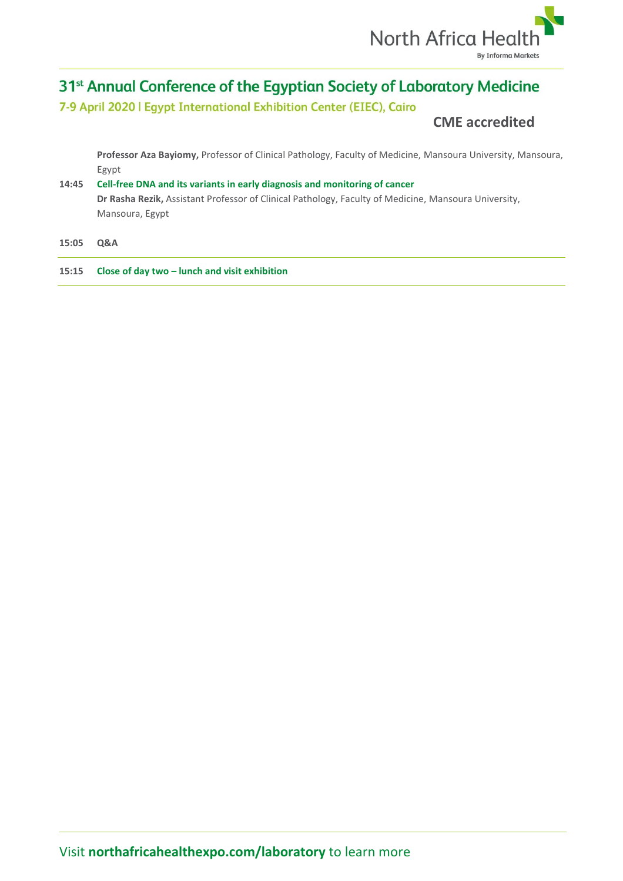# 31st Annual Conference of the Egyptian Society of Laboratory Medicine

**7-9 April 2020 | Egypt International Exhibition Center (EIEC), Cairo**

**CME accredited**

**Professor Aza Bayiomy,** Professor of Clinical Pathology, Faculty of Medicine, Mansoura University, Mansoura, Egypt

**14:45** **Cell-free DNA and its variants in early diagnosis and monitoring of cancer**
**Dr Rasha Rezik,** Assistant Professor of Clinical Pathology, Faculty of Medicine, Mansoura University, Mansoura, Egypt

**15:05** **Q&A**

**15:15** **Close of day two – lunch and visit exhibition**

Visit **northafricahealthexpo.com/laboratory** to learn more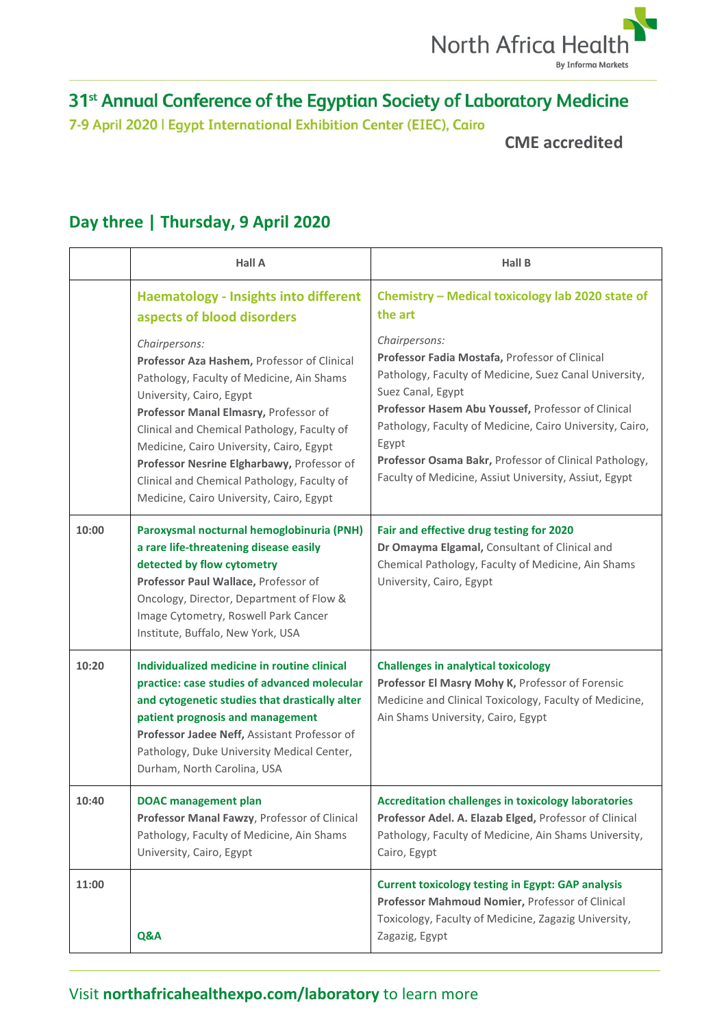# 31st Annual Conference of the Egyptian Society of Laboratory Medicine

7-9 April 2020 | Egypt International Exhibition Center (EIEC), Cairo

**CME accredited**

## Day three | Thursday, 9 April 2020

| | Hall A | Hall B |
|---|---|---|
| | **Haematology - Insights into different aspects of blood disorders**<br>*Chairpersons:*<br>**Professor Aza Hashem,** Professor of Clinical Pathology, Faculty of Medicine, Ain Shams University, Cairo, Egypt<br>**Professor Manal Elmasry,** Professor of Clinical and Chemical Pathology, Faculty of Medicine, Cairo University, Cairo, Egypt<br>**Professor Nesrine Elgharbawy,** Professor of Clinical and Chemical Pathology, Faculty of Medicine, Cairo University, Cairo, Egypt | **Chemistry – Medical toxicology lab 2020 state of the art**<br>*Chairpersons:*<br>**Professor Fadia Mostafa,** Professor of Clinical Pathology, Faculty of Medicine, Suez Canal University, Suez Canal, Egypt<br>**Professor Hasem Abu Youssef,** Professor of Clinical Pathology, Faculty of Medicine, Cairo University, Cairo, Egypt<br>**Professor Osama Bakr,** Professor of Clinical Pathology, Faculty of Medicine, Assiut University, Assiut, Egypt |
| **10:00** | **Paroxysmal nocturnal hemoglobinuria (PNH) a rare life-threatening disease easily detected by flow cytometry**<br>**Professor Paul Wallace,** Professor of Oncology, Director, Department of Flow & Image Cytometry, Roswell Park Cancer Institute, Buffalo, New York, USA | **Fair and effective drug testing for 2020**<br>**Dr Omayma Elgamal,** Consultant of Clinical and Chemical Pathology, Faculty of Medicine, Ain Shams University, Cairo, Egypt |
| **10:20** | **Individualized medicine in routine clinical practice: case studies of advanced molecular and cytogenetic studies that drastically alter patient prognosis and management**<br>**Professor Jadee Neff,** Assistant Professor of Pathology, Duke University Medical Center, Durham, North Carolina, USA | **Challenges in analytical toxicology**<br>**Professor El Masry Mohy K,** Professor of Forensic Medicine and Clinical Toxicology, Faculty of Medicine, Ain Shams University, Cairo, Egypt |
| **10:40** | **DOAC management plan**<br>**Professor Manal Fawzy**, Professor of Clinical Pathology, Faculty of Medicine, Ain Shams University, Cairo, Egypt | **Accreditation challenges in toxicology laboratories**<br>**Professor Adel. A. Elazab Elged,** Professor of Clinical Pathology, Faculty of Medicine, Ain Shams University, Cairo, Egypt |
| **11:00** | **Q&A** | **Current toxicology testing in Egypt: GAP analysis**<br>**Professor Mahmoud Nomier,** Professor of Clinical Toxicology, Faculty of Medicine, Zagazig University, Zagazig, Egypt |

Visit **northafricahealthexpo.com/laboratory** to learn more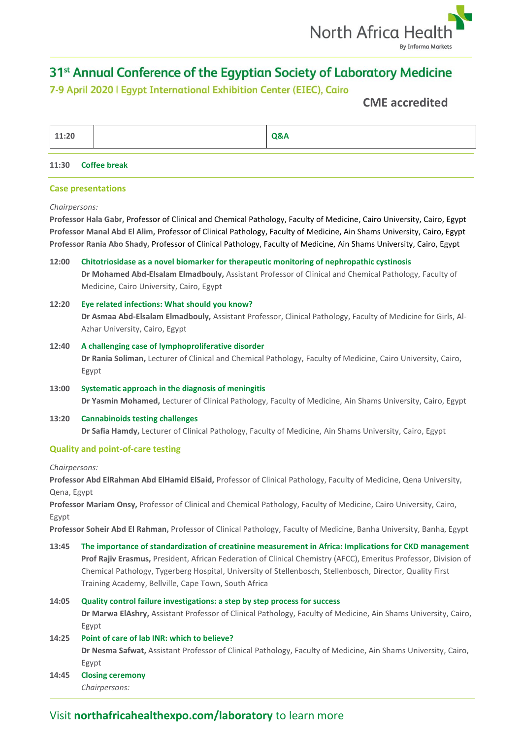# 31st Annual Conference of the Egyptian Society of Laboratory Medicine

## 7-9 April 2020 | Egypt International Exhibition Center (EIEC), Cairo

**CME accredited**

| 11:20 | | Q&A |
|---|---|---|

**11:30** **Coffee break**

### Case presentations

*Chairpersons:*

**Professor Hala Gabr,** Professor of Clinical and Chemical Pathology, Faculty of Medicine, Cairo University, Cairo, Egypt
**Professor Manal Abd El Alim,** Professor of Clinical Pathology, Faculty of Medicine, Ain Shams University, Cairo, Egypt
**Professor Rania Abo Shady,** Professor of Clinical Pathology, Faculty of Medicine, Ain Shams University, Cairo, Egypt

**12:00** **Chitotriosidase as a novel biomarker for therapeutic monitoring of nephropathic cystinosis**
**Dr Mohamed Abd-Elsalam Elmadbouly,** Assistant Professor of Clinical and Chemical Pathology, Faculty of Medicine, Cairo University, Cairo, Egypt

**12:20** **Eye related infections: What should you know?**
**Dr Asmaa Abd-Elsalam Elmadbouly,** Assistant Professor, Clinical Pathology, Faculty of Medicine for Girls, Al-Azhar University, Cairo, Egypt

**12:40** **A challenging case of lymphoproliferative disorder**
**Dr Rania Soliman,** Lecturer of Clinical and Chemical Pathology, Faculty of Medicine, Cairo University, Cairo, Egypt

**13:00** **Systematic approach in the diagnosis of meningitis**
**Dr Yasmin Mohamed,** Lecturer of Clinical Pathology, Faculty of Medicine, Ain Shams University, Cairo, Egypt

**13:20** **Cannabinoids testing challenges**
**Dr Safia Hamdy,** Lecturer of Clinical Pathology, Faculty of Medicine, Ain Shams University, Cairo, Egypt

### Quality and point-of-care testing

*Chairpersons:*

**Professor Abd ElRahman Abd ElHamid ElSaid,** Professor of Clinical Pathology, Faculty of Medicine, Qena University, Qena, Egypt
**Professor Mariam Onsy,** Professor of Clinical and Chemical Pathology, Faculty of Medicine, Cairo University, Cairo, Egypt
**Professor Soheir Abd El Rahman,** Professor of Clinical Pathology, Faculty of Medicine, Banha University, Banha, Egypt

**13:45** **The importance of standardization of creatinine measurement in Africa: Implications for CKD management**
**Prof Rajiv Erasmus,** President, African Federation of Clinical Chemistry (AFCC), Emeritus Professor, Division of Chemical Pathology, Tygerberg Hospital, University of Stellenbosch, Stellenbosch, Director, Quality First Training Academy, Bellville, Cape Town, South Africa

**14:05** **Quality control failure investigations: a step by step process for success**
**Dr Marwa ElAshry,** Assistant Professor of Clinical Pathology, Faculty of Medicine, Ain Shams University, Cairo, Egypt

**14:25** **Point of care of lab INR: which to believe?**
**Dr Nesma Safwat,** Assistant Professor of Clinical Pathology, Faculty of Medicine, Ain Shams University, Cairo, Egypt

**14:45** **Closing ceremony**
*Chairpersons:*

Visit **northafricahealthexpo.com/laboratory** to learn more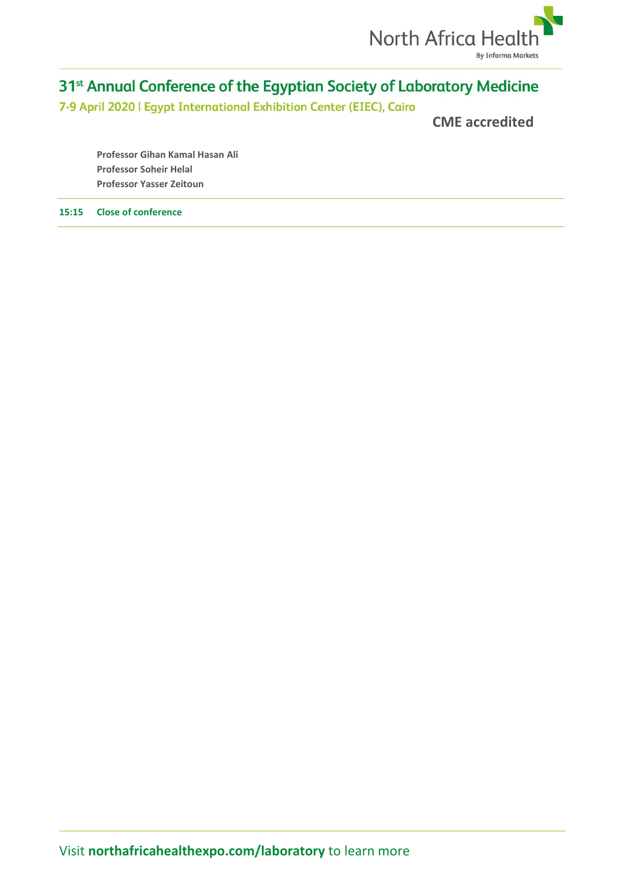**Professor Gihan Kamal Hasan Ali**
**Professor Soheir Helal**
**Professor Yasser Zeitoun**

**15:15 Close of conference**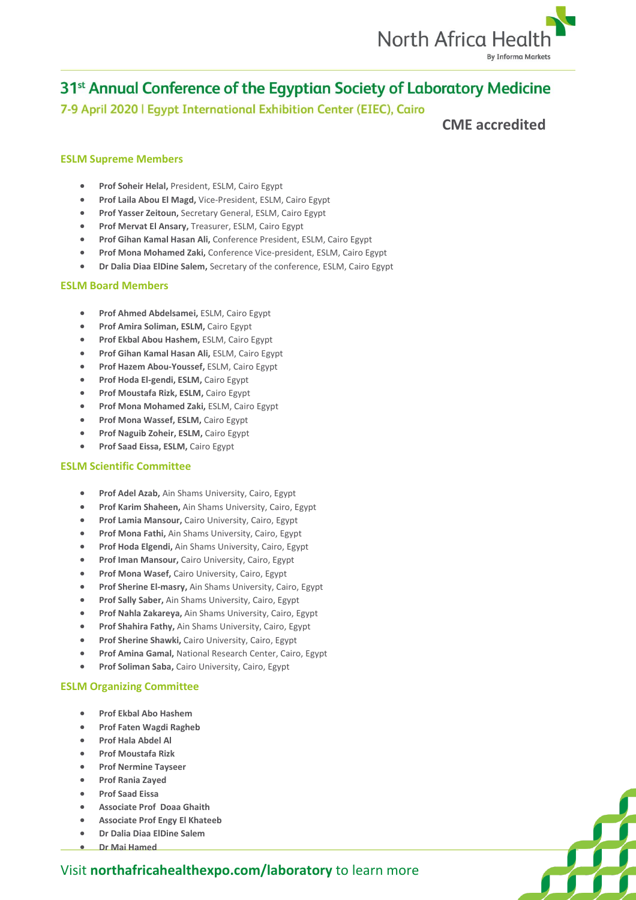# 31st Annual Conference of the Egyptian Society of Laboratory Medicine

**7-9 April 2020 | Egypt International Exhibition Center (EIEC), Cairo**

**CME accredited**

### ESLM Supreme Members

- **Prof Soheir Helal,** President, ESLM, Cairo Egypt
- **Prof Laila Abou El Magd,** Vice-President, ESLM, Cairo Egypt
- **Prof Yasser Zeitoun,** Secretary General, ESLM, Cairo Egypt
- **Prof Mervat El Ansary,** Treasurer, ESLM, Cairo Egypt
- **Prof Gihan Kamal Hasan Ali,** Conference President, ESLM, Cairo Egypt
- **Prof Mona Mohamed Zaki,** Conference Vice-president, ESLM, Cairo Egypt
- **Dr Dalia Diaa ElDine Salem,** Secretary of the conference, ESLM, Cairo Egypt

### ESLM Board Members

- **Prof Ahmed Abdelsamei,** ESLM, Cairo Egypt
- **Prof Amira Soliman, ESLM,** Cairo Egypt
- **Prof Ekbal Abou Hashem,** ESLM, Cairo Egypt
- **Prof Gihan Kamal Hasan Ali,** ESLM, Cairo Egypt
- **Prof Hazem Abou-Youssef,** ESLM, Cairo Egypt
- **Prof Hoda El-gendi, ESLM,** Cairo Egypt
- **Prof Moustafa Rizk, ESLM,** Cairo Egypt
- **Prof Mona Mohamed Zaki,** ESLM, Cairo Egypt
- **Prof Mona Wassef, ESLM,** Cairo Egypt
- **Prof Naguib Zoheir, ESLM,** Cairo Egypt
- **Prof Saad Eissa, ESLM,** Cairo Egypt

### ESLM Scientific Committee

- **Prof Adel Azab,** Ain Shams University, Cairo, Egypt
- **Prof Karim Shaheen,** Ain Shams University, Cairo, Egypt
- **Prof Lamia Mansour,** Cairo University, Cairo, Egypt
- **Prof Mona Fathi,** Ain Shams University, Cairo, Egypt
- **Prof Hoda Elgendi,** Ain Shams University, Cairo, Egypt
- **Prof Iman Mansour,** Cairo University, Cairo, Egypt
- **Prof Mona Wasef,** Cairo University, Cairo, Egypt
- **Prof Sherine El-masry,** Ain Shams University, Cairo, Egypt
- **Prof Sally Saber,** Ain Shams University, Cairo, Egypt
- **Prof Nahla Zakareya,** Ain Shams University, Cairo, Egypt
- **Prof Shahira Fathy,** Ain Shams University, Cairo, Egypt
- **Prof Sherine Shawki,** Cairo University, Cairo, Egypt
- **Prof Amina Gamal,** National Research Center, Cairo, Egypt
- **Prof Soliman Saba,** Cairo University, Cairo, Egypt

### ESLM Organizing Committee

- **Prof Ekbal Abo Hashem**
- **Prof Faten Wagdi Ragheb**
- **Prof Hala Abdel Al**
- **Prof Moustafa Rizk**
- **Prof Nermine Tayseer**
- **Prof Rania Zayed**
- **Prof Saad Eissa**
- **Associate Prof Doaa Ghaith**
- **Associate Prof Engy El Khateeb**
- **Dr Dalia Diaa ElDine Salem**
- **Dr Mai Hamed**

Visit **northafricahealthexpo.com/laboratory** to learn more